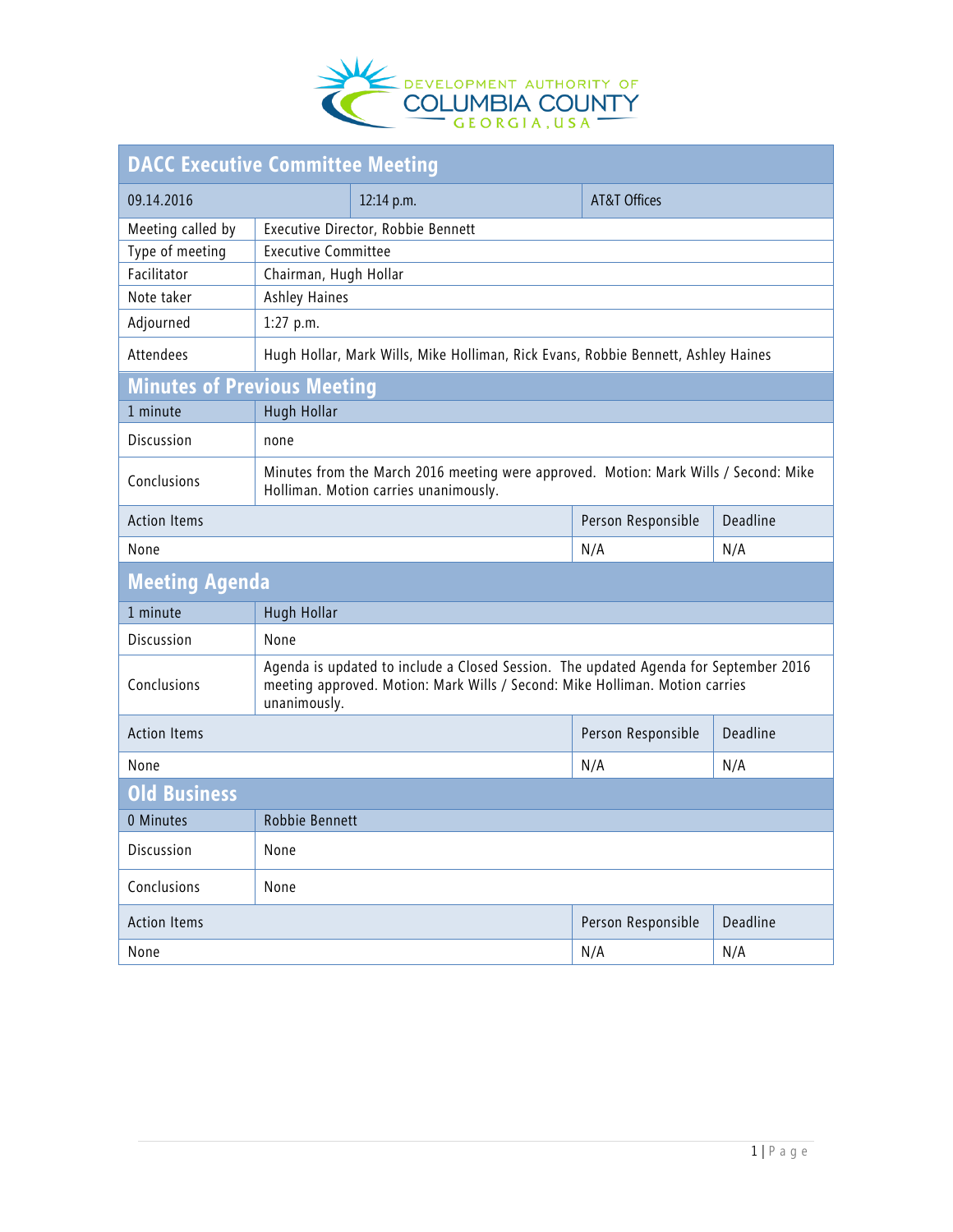Development Authority of Columbia County, Georgia, USA

# DACC Executive Committee Meeting

| 09.14.2016 | 12:14 p.m. | AT&T Offices |
|---|---|---|

| | |
|---|---|
| Meeting called by | Executive Director, Robbie Bennett |
| Type of meeting | Executive Committee |
| Facilitator | Chairman, Hugh Hollar |
| Note taker | Ashley Haines |
| Adjourned | 1:27 p.m. |
| Attendees | Hugh Hollar, Mark Wills, Mike Holliman, Rick Evans, Robbie Bennett, Ashley Haines |

## Minutes of Previous Meeting

| 1 minute | Hugh Hollar |
|---|---|
| Discussion | none |
| Conclusions | Minutes from the March 2016 meeting were approved. Motion: Mark Wills / Second: Mike Holliman. Motion carries unanimously. |

| Action Items | Person Responsible | Deadline |
|---|---|---|
| None | N/A | N/A |

## Meeting Agenda

| 1 minute | Hugh Hollar |
|---|---|
| Discussion | None |
| Conclusions | Agenda is updated to include a Closed Session. The updated Agenda for September 2016 meeting approved. Motion: Mark Wills / Second: Mike Holliman. Motion carries unanimously. |

| Action Items | Person Responsible | Deadline |
|---|---|---|
| None | N/A | N/A |

## Old Business

| 0 Minutes | Robbie Bennett |
|---|---|
| Discussion | None |
| Conclusions | None |

| Action Items | Person Responsible | Deadline |
|---|---|---|
| None | N/A | N/A |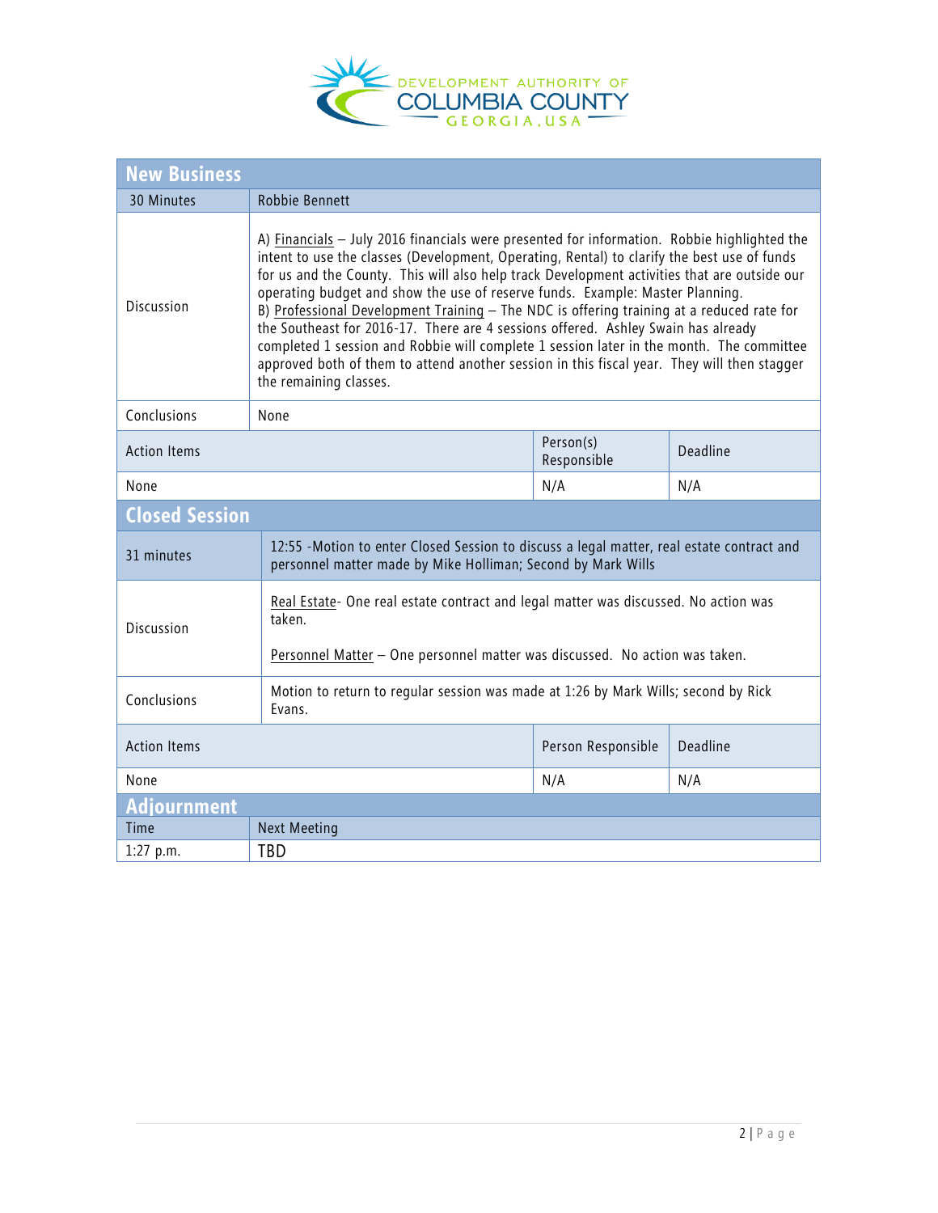DEVELOPMENT AUTHORITY OF COLUMBIA COUNTY GEORGIA, USA

## New Business

| | | | |
|---|---|---|---|
| 30 Minutes | Robbie Bennett | | |
| Discussion | A) Financials – July 2016 financials were presented for information. Robbie highlighted the intent to use the classes (Development, Operating, Rental) to clarify the best use of funds for us and the County. This will also help track Development activities that are outside our operating budget and show the use of reserve funds. Example: Master Planning.<br>B) Professional Development Training – The NDC is offering training at a reduced rate for the Southeast for 2016-17. There are 4 sessions offered. Ashley Swain has already completed 1 session and Robbie will complete 1 session later in the month. The committee approved both of them to attend another session in this fiscal year. They will then stagger the remaining classes. | | |
| Conclusions | None | | |
| Action Items | | Person(s) Responsible | Deadline |
| None | | N/A | N/A |

## Closed Session

| | | | |
|---|---|---|---|
| 31 minutes | 12:55 -Motion to enter Closed Session to discuss a legal matter, real estate contract and personnel matter made by Mike Holliman; Second by Mark Wills | | |
| Discussion | Real Estate- One real estate contract and legal matter was discussed. No action was taken.<br><br>Personnel Matter – One personnel matter was discussed. No action was taken. | | |
| Conclusions | Motion to return to regular session was made at 1:26 by Mark Wills; second by Rick Evans. | | |
| Action Items | | Person Responsible | Deadline |
| None | | N/A | N/A |

## Adjournment

| Time | Next Meeting |
|---|---|
| 1:27 p.m. | TBD |